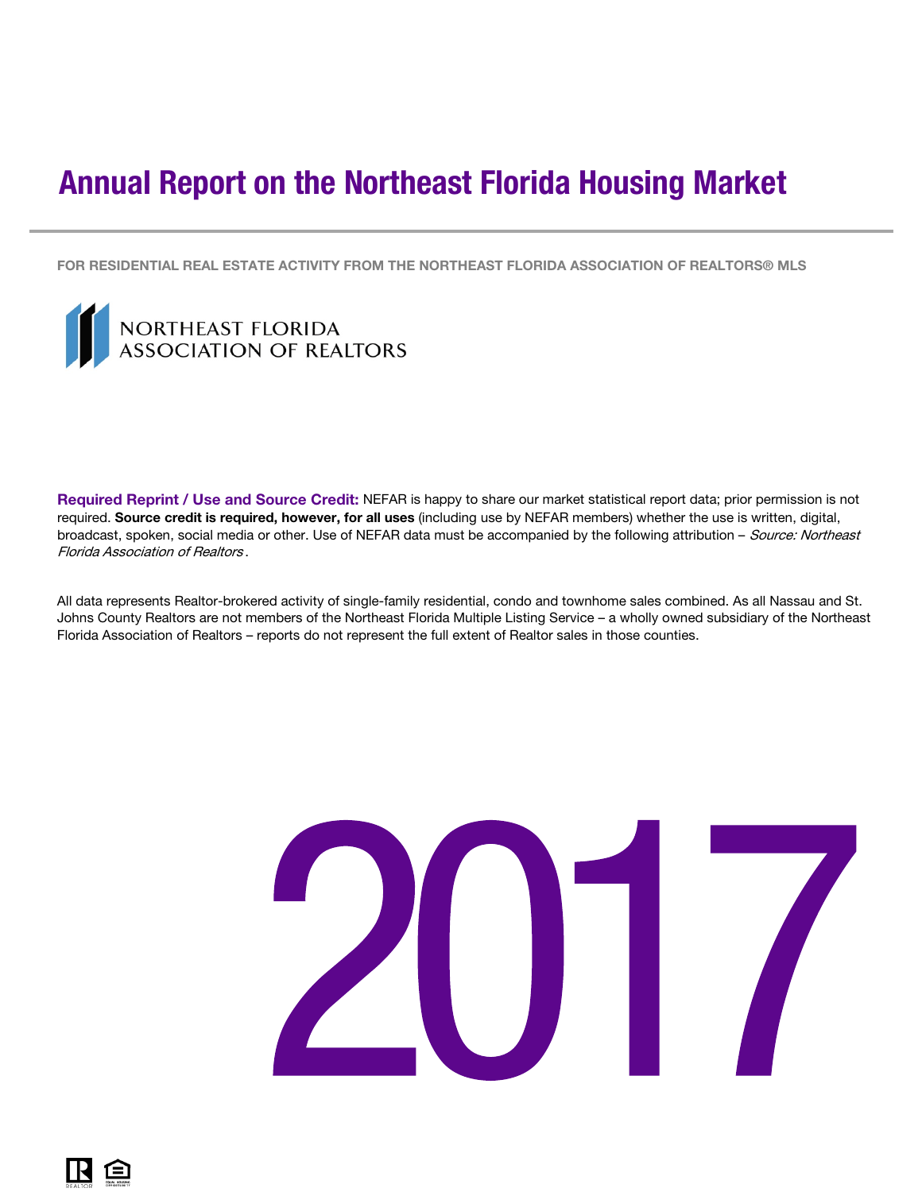# Annual Report on the Northeast Florida Housing Market

FOR RESIDENTIAL REAL ESTATE ACTIVITY FROM THE NORTHEAST FLORIDA ASSOCIATION OF REALTORS® MLS

NORTHEAST FLORIDA ASSOCIATION OF REALTORS

**Required Reprint / Use and Source Credit:** NEFAR is happy to share our market statistical report data; prior permission is not required. **Source credit is required, however, for all uses** (including use by NEFAR members) whether the use is written, digital, broadcast, spoken, social media or other. Use of NEFAR data must be accompanied by the following attribution – *Source: Northeast Florida Association of Realtors*.

All data represents Realtor-brokered activity of single-family residential, condo and townhome sales combined. As all Nassau and St. Johns County Realtors are not members of the Northeast Florida Multiple Listing Service – a wholly owned subsidiary of the Northeast Florida Association of Realtors – reports do not represent the full extent of Realtor sales in those counties.

# 2017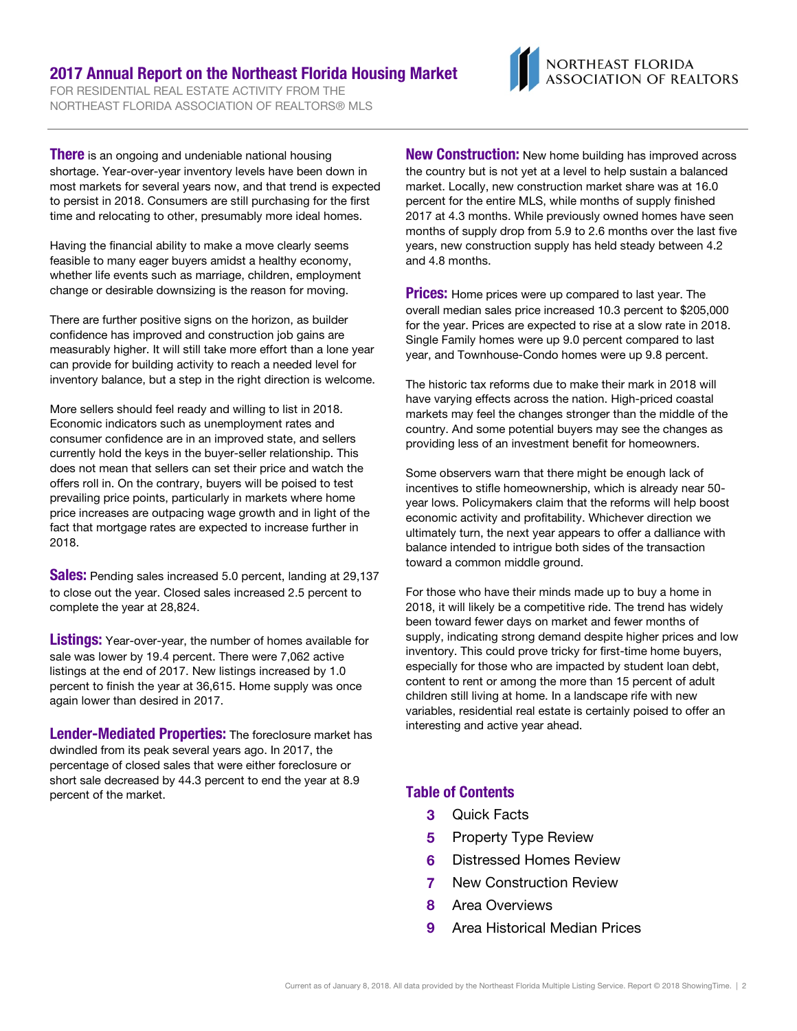# 2017 Annual Report on the Northeast Florida Housing Market

FOR RESIDENTIAL REAL ESTATE ACTIVITY FROM THE NORTHEAST FLORIDA ASSOCIATION OF REALTORS® MLS

NORTHEAST FLORIDA ASSOCIATION OF REALTORS

**There** is an ongoing and undeniable national housing shortage. Year-over-year inventory levels have been down in most markets for several years now, and that trend is expected to persist in 2018. Consumers are still purchasing for the first time and relocating to other, presumably more ideal homes.

Having the financial ability to make a move clearly seems feasible to many eager buyers amidst a healthy economy, whether life events such as marriage, children, employment change or desirable downsizing is the reason for moving.

There are further positive signs on the horizon, as builder confidence has improved and construction job gains are measurably higher. It will still take more effort than a lone year can provide for building activity to reach a needed level for inventory balance, but a step in the right direction is welcome.

More sellers should feel ready and willing to list in 2018. Economic indicators such as unemployment rates and consumer confidence are in an improved state, and sellers currently hold the keys in the buyer-seller relationship. This does not mean that sellers can set their price and watch the offers roll in. On the contrary, buyers will be poised to test prevailing price points, particularly in markets where home price increases are outpacing wage growth and in light of the fact that mortgage rates are expected to increase further in 2018.

**Sales:** Pending sales increased 5.0 percent, landing at 29,137 to close out the year. Closed sales increased 2.5 percent to complete the year at 28,824.

**Listings:** Year-over-year, the number of homes available for sale was lower by 19.4 percent. There were 7,062 active listings at the end of 2017. New listings increased by 1.0 percent to finish the year at 36,615. Home supply was once again lower than desired in 2017.

**Lender-Mediated Properties:** The foreclosure market has dwindled from its peak several years ago. In 2017, the percentage of closed sales that were either foreclosure or short sale decreased by 44.3 percent to end the year at 8.9 percent of the market.

**New Construction:** New home building has improved across the country but is not yet at a level to help sustain a balanced market. Locally, new construction market share was at 16.0 percent for the entire MLS, while months of supply finished 2017 at 4.3 months. While previously owned homes have seen months of supply drop from 5.9 to 2.6 months over the last five years, new construction supply has held steady between 4.2 and 4.8 months.

**Prices:** Home prices were up compared to last year. The overall median sales price increased 10.3 percent to $205,000 for the year. Prices are expected to rise at a slow rate in 2018. Single Family homes were up 9.0 percent compared to last year, and Townhouse-Condo homes were up 9.8 percent.

The historic tax reforms due to make their mark in 2018 will have varying effects across the nation. High-priced coastal markets may feel the changes stronger than the middle of the country. And some potential buyers may see the changes as providing less of an investment benefit for homeowners.

Some observers warn that there might be enough lack of incentives to stifle homeownership, which is already near 50-year lows. Policymakers claim that the reforms will help boost economic activity and profitability. Whichever direction we ultimately turn, the next year appears to offer a dalliance with balance intended to intrigue both sides of the transaction toward a common middle ground.

For those who have their minds made up to buy a home in 2018, it will likely be a competitive ride. The trend has widely been toward fewer days on market and fewer months of supply, indicating strong demand despite higher prices and low inventory. This could prove tricky for first-time home buyers, especially for those who are impacted by student loan debt, content to rent or among the more than 15 percent of adult children still living at home. In a landscape rife with new variables, residential real estate is certainly poised to offer an interesting and active year ahead.

## Table of Contents

- **3** Quick Facts
- **5** Property Type Review
- **6** Distressed Homes Review
- **7** New Construction Review
- **8** Area Overviews
- **9** Area Historical Median Prices

Current as of January 8, 2018. All data provided by the Northeast Florida Multiple Listing Service. Report © 2018 ShowingTime.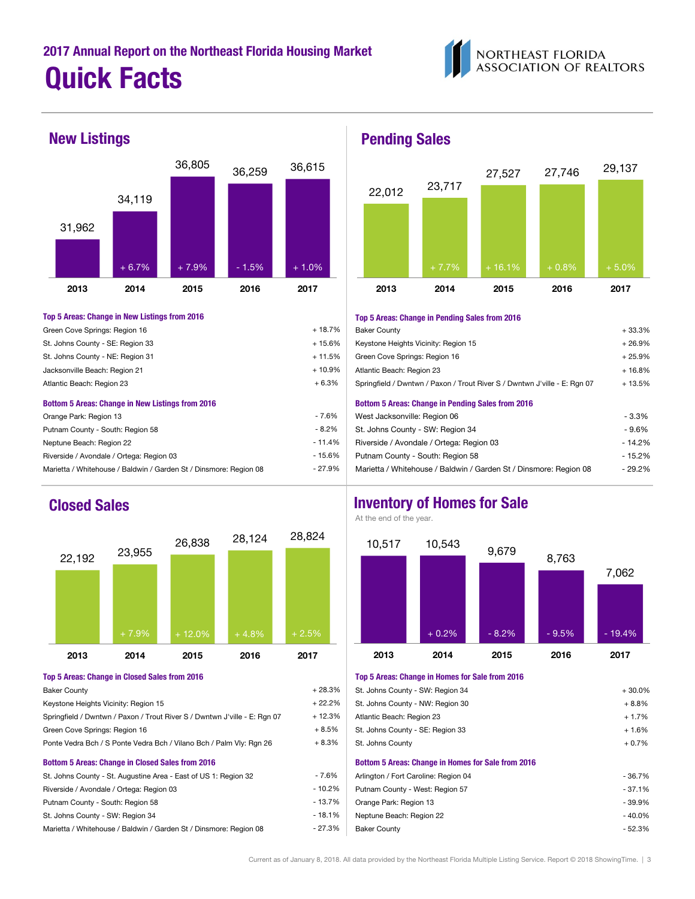## 2017 Annual Report on the Northeast Florida Housing Market

# Quick Facts

NORTHEAST FLORIDA ASSOCIATION OF REALTORS

## New Listings

| | 2013 | 2014 | 2015 | 2016 | 2017 |
|---|---|---|---|---|---|
| New Listings | 31,962 | 34,119 | 36,805 | 36,259 | 36,615 |
| Change | | + 6.7% | + 7.9% | - 1.5% | + 1.0% |

### Top 5 Areas: Change in New Listings from 2016

| Area | Change |
|---|---|
| Green Cove Springs: Region 16 | + 18.7% |
| St. Johns County - SE: Region 33 | + 15.6% |
| St. Johns County - NE: Region 31 | + 11.5% |
| Jacksonville Beach: Region 21 | + 10.9% |
| Atlantic Beach: Region 23 | + 6.3% |

### Bottom 5 Areas: Change in New Listings from 2016

| Area | Change |
|---|---|
| Orange Park: Region 13 | - 7.6% |
| Putnam County - South: Region 58 | - 8.2% |
| Neptune Beach: Region 22 | - 11.4% |
| Riverside / Avondale / Ortega: Region 03 | - 15.6% |
| Marietta / Whitehouse / Baldwin / Garden St / Dinsmore: Region 08 | - 27.9% |

## Pending Sales

| | 2013 | 2014 | 2015 | 2016 | 2017 |
|---|---|---|---|---|---|
| Pending Sales | 22,012 | 23,717 | 27,527 | 27,746 | 29,137 |
| Change | | + 7.7% | + 16.1% | + 0.8% | + 5.0% |

### Top 5 Areas: Change in Pending Sales from 2016

| Area | Change |
|---|---|
| Baker County | + 33.3% |
| Keystone Heights Vicinity: Region 15 | + 26.9% |
| Green Cove Springs: Region 16 | + 25.9% |
| Atlantic Beach: Region 23 | + 16.8% |
| Springfield / Dwntwn / Paxon / Trout River S / Dwntwn J'ville - E: Rgn 07 | + 13.5% |

### Bottom 5 Areas: Change in Pending Sales from 2016

| Area | Change |
|---|---|
| West Jacksonville: Region 06 | - 3.3% |
| St. Johns County - SW: Region 34 | - 9.6% |
| Riverside / Avondale / Ortega: Region 03 | - 14.2% |
| Putnam County - South: Region 58 | - 15.2% |
| Marietta / Whitehouse / Baldwin / Garden St / Dinsmore: Region 08 | - 29.2% |

## Closed Sales

| | 2013 | 2014 | 2015 | 2016 | 2017 |
|---|---|---|---|---|---|
| Closed Sales | 22,192 | 23,955 | 26,838 | 28,124 | 28,824 |
| Change | | + 7.9% | + 12.0% | + 4.8% | + 2.5% |

### Top 5 Areas: Change in Closed Sales from 2016

| Area | Change |
|---|---|
| Baker County | + 28.3% |
| Keystone Heights Vicinity: Region 15 | + 22.2% |
| Springfield / Dwntwn / Paxon / Trout River S / Dwntwn J'ville - E: Rgn 07 | + 12.3% |
| Green Cove Springs: Region 16 | + 8.5% |
| Ponte Vedra Bch / S Ponte Vedra Bch / Vilano Bch / Palm Vly: Rgn 26 | + 8.3% |

### Bottom 5 Areas: Change in Closed Sales from 2016

| Area | Change |
|---|---|
| St. Johns County - St. Augustine Area - East of US 1: Region 32 | - 7.6% |
| Riverside / Avondale / Ortega: Region 03 | - 10.2% |
| Putnam County - South: Region 58 | - 13.7% |
| St. Johns County - SW: Region 34 | - 18.1% |
| Marietta / Whitehouse / Baldwin / Garden St / Dinsmore: Region 08 | - 27.3% |

## Inventory of Homes for Sale

At the end of the year.

| | 2013 | 2014 | 2015 | 2016 | 2017 |
|---|---|---|---|---|---|
| Inventory | 10,517 | 10,543 | 9,679 | 8,763 | 7,062 |
| Change | | + 0.2% | - 8.2% | - 9.5% | - 19.4% |

### Top 5 Areas: Change in Homes for Sale from 2016

| Area | Change |
|---|---|
| St. Johns County - SW: Region 34 | + 30.0% |
| St. Johns County - NW: Region 30 | + 8.8% |
| Atlantic Beach: Region 23 | + 1.7% |
| St. Johns County - SE: Region 33 | + 1.6% |
| St. Johns County | + 0.7% |

### Bottom 5 Areas: Change in Homes for Sale from 2016

| Area | Change |
|---|---|
| Arlington / Fort Caroline: Region 04 | - 36.7% |
| Putnam County - West: Region 57 | - 37.1% |
| Orange Park: Region 13 | - 39.9% |
| Neptune Beach: Region 22 | - 40.0% |
| Baker County | - 52.3% |

Current as of January 8, 2018. All data provided by the Northeast Florida Multiple Listing Service. Report © 2018 ShowingTime.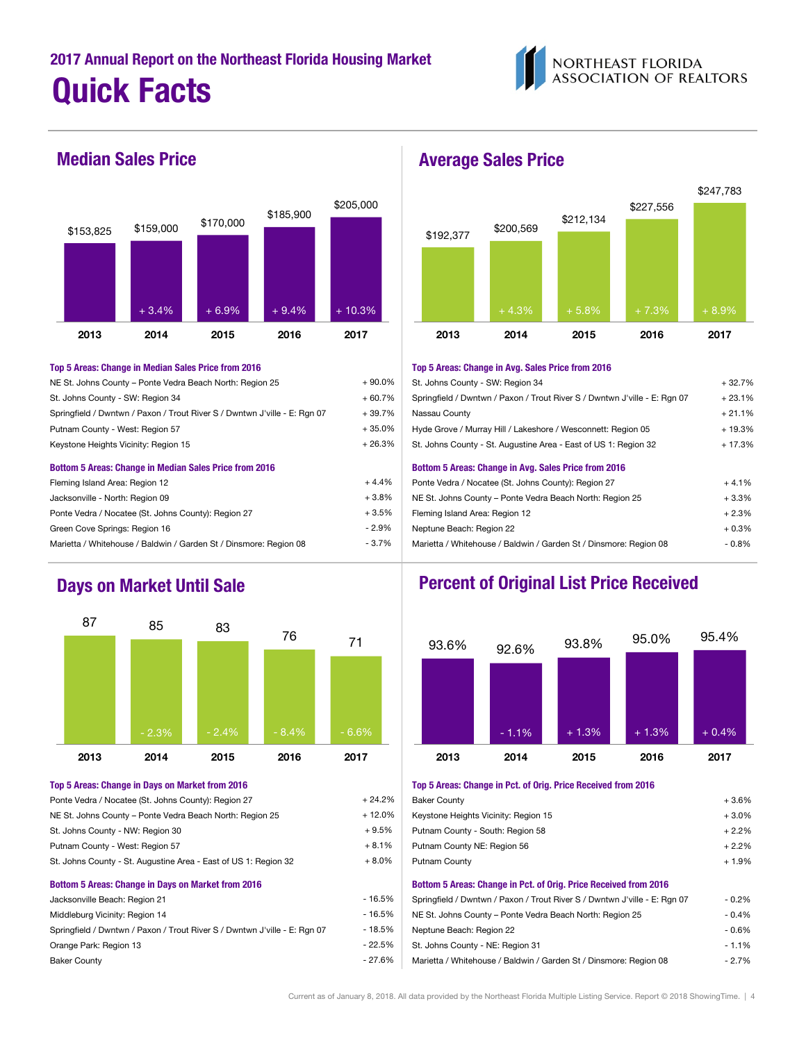## 2017 Annual Report on the Northeast Florida Housing Market

# Quick Facts

NORTHEAST FLORIDA ASSOCIATION OF REALTORS

## Median Sales Price

| | 2013 | 2014 | 2015 | 2016 | 2017 |
|---|---|---|---|---|---|
| Median Sales Price | $153,825 | $159,000 | $170,000 | $185,900 | $205,000 |
| Change | | + 3.4% | + 6.9% | + 9.4% | + 10.3% |

### Top 5 Areas: Change in Median Sales Price from 2016

| Area | Change |
|---|---|
| NE St. Johns County – Ponte Vedra Beach North: Region 25 | + 90.0% |
| St. Johns County - SW: Region 34 | + 60.7% |
| Springfield / Dwntwn / Paxon / Trout River S / Dwntwn J'ville - E: Rgn 07 | + 39.7% |
| Putnam County - West: Region 57 | + 35.0% |
| Keystone Heights Vicinity: Region 15 | + 26.3% |

### Bottom 5 Areas: Change in Median Sales Price from 2016

| Area | Change |
|---|---|
| Fleming Island Area: Region 12 | + 4.4% |
| Jacksonville - North: Region 09 | + 3.8% |
| Ponte Vedra / Nocatee (St. Johns County): Region 27 | + 3.5% |
| Green Cove Springs: Region 16 | - 2.9% |
| Marietta / Whitehouse / Baldwin / Garden St / Dinsmore: Region 08 | - 3.7% |

## Average Sales Price

| | 2013 | 2014 | 2015 | 2016 | 2017 |
|---|---|---|---|---|---|
| Average Sales Price | $192,377 | $200,569 | $212,134 | $227,556 | $247,783 |
| Change | | + 4.3% | + 5.8% | + 7.3% | + 8.9% |

### Top 5 Areas: Change in Avg. Sales Price from 2016

| Area | Change |
|---|---|
| St. Johns County - SW: Region 34 | + 32.7% |
| Springfield / Dwntwn / Paxon / Trout River S / Dwntwn J'ville - E: Rgn 07 | + 23.1% |
| Nassau County | + 21.1% |
| Hyde Grove / Murray Hill / Lakeshore / Wesconnett: Region 05 | + 19.3% |
| St. Johns County - St. Augustine Area - East of US 1: Region 32 | + 17.3% |

### Bottom 5 Areas: Change in Avg. Sales Price from 2016

| Area | Change |
|---|---|
| Ponte Vedra / Nocatee (St. Johns County): Region 27 | + 4.1% |
| NE St. Johns County – Ponte Vedra Beach North: Region 25 | + 3.3% |
| Fleming Island Area: Region 12 | + 2.3% |
| Neptune Beach: Region 22 | + 0.3% |
| Marietta / Whitehouse / Baldwin / Garden St / Dinsmore: Region 08 | - 0.8% |

## Days on Market Until Sale

| | 2013 | 2014 | 2015 | 2016 | 2017 |
|---|---|---|---|---|---|
| Days on Market | 87 | 85 | 83 | 76 | 71 |
| Change | | - 2.3% | - 2.4% | - 8.4% | - 6.6% |

### Top 5 Areas: Change in Days on Market from 2016

| Area | Change |
|---|---|
| Ponte Vedra / Nocatee (St. Johns County): Region 27 | + 24.2% |
| NE St. Johns County – Ponte Vedra Beach North: Region 25 | + 12.0% |
| St. Johns County - NW: Region 30 | + 9.5% |
| Putnam County - West: Region 57 | + 8.1% |
| St. Johns County - St. Augustine Area - East of US 1: Region 32 | + 8.0% |

### Bottom 5 Areas: Change in Days on Market from 2016

| Area | Change |
|---|---|
| Jacksonville Beach: Region 21 | - 16.5% |
| Middleburg Vicinity: Region 14 | - 16.5% |
| Springfield / Dwntwn / Paxon / Trout River S / Dwntwn J'ville - E: Rgn 07 | - 18.5% |
| Orange Park: Region 13 | - 22.5% |
| Baker County | - 27.6% |

## Percent of Original List Price Received

| | 2013 | 2014 | 2015 | 2016 | 2017 |
|---|---|---|---|---|---|
| Pct. of Orig. Price Received | 93.6% | 92.6% | 93.8% | 95.0% | 95.4% |
| Change | | - 1.1% | + 1.3% | + 1.3% | + 0.4% |

### Top 5 Areas: Change in Pct. of Orig. Price Received from 2016

| Area | Change |
|---|---|
| Baker County | + 3.6% |
| Keystone Heights Vicinity: Region 15 | + 3.0% |
| Putnam County - South: Region 58 | + 2.2% |
| Putnam County NE: Region 56 | + 2.2% |
| Putnam County | + 1.9% |

### Bottom 5 Areas: Change in Pct. of Orig. Price Received from 2016

| Area | Change |
|---|---|
| Springfield / Dwntwn / Paxon / Trout River S / Dwntwn J'ville - E: Rgn 07 | - 0.2% |
| NE St. Johns County – Ponte Vedra Beach North: Region 25 | - 0.4% |
| Neptune Beach: Region 22 | - 0.6% |
| St. Johns County - NE: Region 31 | - 1.1% |
| Marietta / Whitehouse / Baldwin / Garden St / Dinsmore: Region 08 | - 2.7% |

Current as of January 8, 2018. All data provided by the Northeast Florida Multiple Listing Service. Report © 2018 ShowingTime.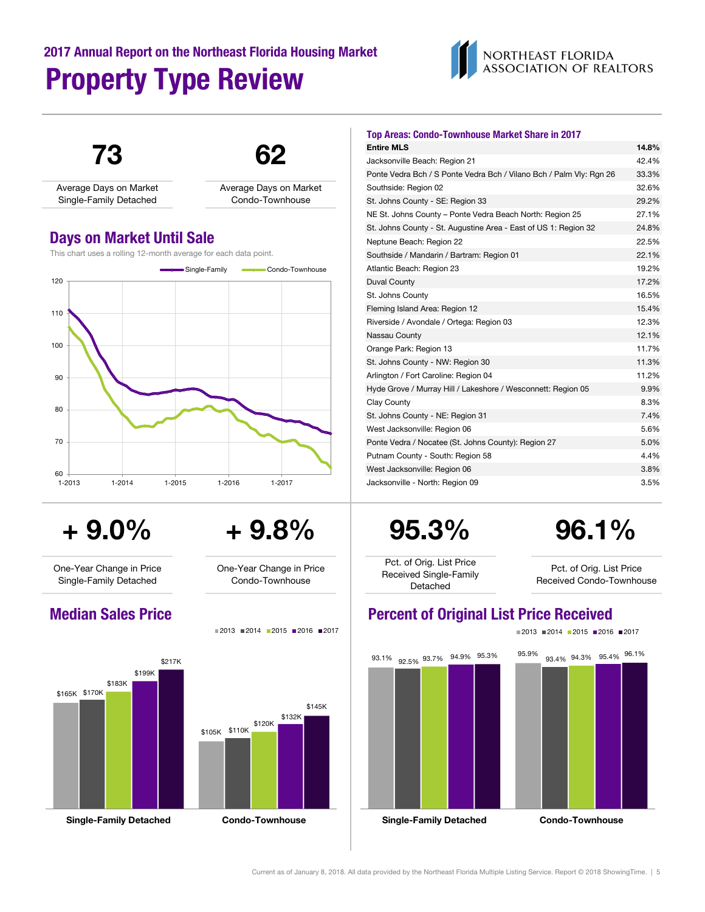2017 Annual Report on the Northeast Florida Housing Market

# Property Type Review

NORTHEAST FLORIDA ASSOCIATION OF REALTORS

**73**

Average Days on Market Single-Family Detached

**62**

Average Days on Market Condo-Townhouse

## Days on Market Until Sale

This chart uses a rolling 12-month average for each data point.

Single-Family | Condo-Townhouse

120, 110, 100, 90, 80, 70, 60

1-2013, 1-2014, 1-2015, 1-2016, 1-2017

## Top Areas: Condo-Townhouse Market Share in 2017

| Area | Share |
|---|---|
| **Entire MLS** | **14.8%** |
| Jacksonville Beach: Region 21 | 42.4% |
| Ponte Vedra Bch / S Ponte Vedra Bch / Vilano Bch / Palm Vly: Rgn 26 | 33.3% |
| Southside: Region 02 | 32.6% |
| St. Johns County - SE: Region 33 | 29.2% |
| NE St. Johns County – Ponte Vedra Beach North: Region 25 | 27.1% |
| St. Johns County - St. Augustine Area - East of US 1: Region 32 | 24.8% |
| Neptune Beach: Region 22 | 22.5% |
| Southside / Mandarin / Bartram: Region 01 | 22.1% |
| Atlantic Beach: Region 23 | 19.2% |
| Duval County | 17.2% |
| St. Johns County | 16.5% |
| Fleming Island Area: Region 12 | 15.4% |
| Riverside / Avondale / Ortega: Region 03 | 12.3% |
| Nassau County | 12.1% |
| Orange Park: Region 13 | 11.7% |
| St. Johns County - NW: Region 30 | 11.3% |
| Arlington / Fort Caroline: Region 04 | 11.2% |
| Hyde Grove / Murray Hill / Lakeshore / Wesconnett: Region 05 | 9.9% |
| Clay County | 8.3% |
| St. Johns County - NE: Region 31 | 7.4% |
| West Jacksonville: Region 06 | 5.6% |
| Ponte Vedra / Nocatee (St. Johns County): Region 27 | 5.0% |
| Putnam County - South: Region 58 | 4.4% |
| West Jacksonville: Region 06 | 3.8% |
| Jacksonville - North: Region 09 | 3.5% |

**+ 9.0%**

One-Year Change in Price Single-Family Detached

**+ 9.8%**

One-Year Change in Price Condo-Townhouse

**95.3%**

Pct. of Orig. List Price Received Single-Family Detached

**96.1%**

Pct. of Orig. List Price Received Condo-Townhouse

## Median Sales Price

| | 2013 | 2014 | 2015 | 2016 | 2017 |
|---|---|---|---|---|---|
| **Single-Family Detached** | $165K | $170K | $183K | $199K | $217K |
| **Condo-Townhouse** | $105K | $110K | $120K | $132K | $145K |

## Percent of Original List Price Received

| | 2013 | 2014 | 2015 | 2016 | 2017 |
|---|---|---|---|---|---|
| **Single-Family Detached** | 93.1% | 92.5% | 93.7% | 94.9% | 95.3% |
| **Condo-Townhouse** | 95.9% | 93.4% | 94.3% | 95.4% | 96.1% |

Current as of January 8, 2018. All data provided by the Northeast Florida Multiple Listing Service. Report © 2018 ShowingTime.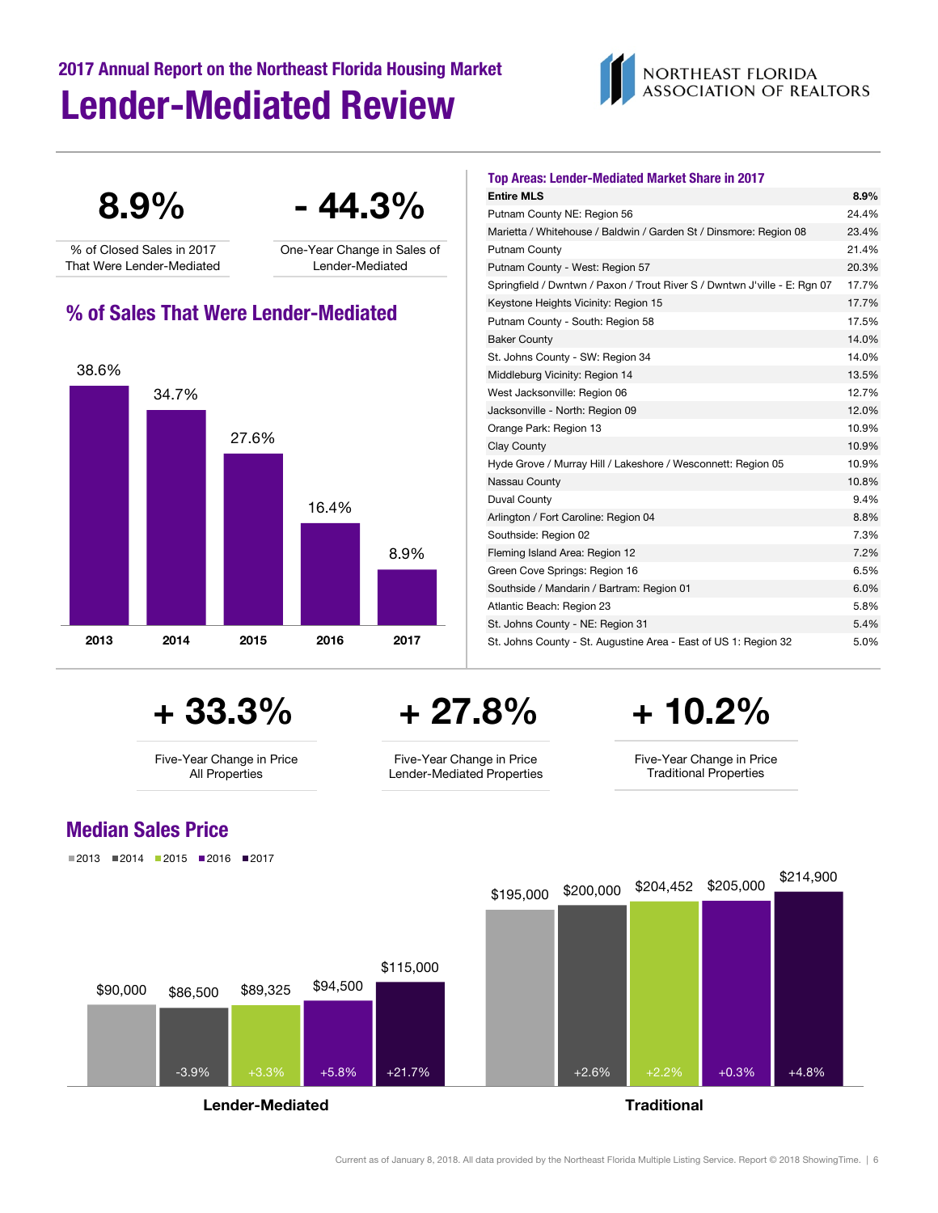# 2017 Annual Report on the Northeast Florida Housing Market

# Lender-Mediated Review

NORTHEAST FLORIDA ASSOCIATION OF REALTORS

**8.9%**

% of Closed Sales in 2017 That Were Lender-Mediated

**- 44.3%**

One-Year Change in Sales of Lender-Mediated

## % of Sales That Were Lender-Mediated

| Year | % |
|---|---|
| 2013 | 38.6% |
| 2014 | 34.7% |
| 2015 | 27.6% |
| 2016 | 16.4% |
| 2017 | 8.9% |

## Top Areas: Lender-Mediated Market Share in 2017

| Area | Share |
|---|---|
| **Entire MLS** | **8.9%** |
| Putnam County NE: Region 56 | 24.4% |
| Marietta / Whitehouse / Baldwin / Garden St / Dinsmore: Region 08 | 23.4% |
| Putnam County | 21.4% |
| Putnam County - West: Region 57 | 20.3% |
| Springfield / Dwntwn / Paxon / Trout River S / Dwntwn J'ville - E: Rgn 07 | 17.7% |
| Keystone Heights Vicinity: Region 15 | 17.7% |
| Putnam County - South: Region 58 | 17.5% |
| Baker County | 14.0% |
| St. Johns County - SW: Region 34 | 14.0% |
| Middleburg Vicinity: Region 14 | 13.5% |
| West Jacksonville: Region 06 | 12.7% |
| Jacksonville - North: Region 09 | 12.0% |
| Orange Park: Region 13 | 10.9% |
| Clay County | 10.9% |
| Hyde Grove / Murray Hill / Lakeshore / Wesconnett: Region 05 | 10.9% |
| Nassau County | 10.8% |
| Duval County | 9.4% |
| Arlington / Fort Caroline: Region 04 | 8.8% |
| Southside: Region 02 | 7.3% |
| Fleming Island Area: Region 12 | 7.2% |
| Green Cove Springs: Region 16 | 6.5% |
| Southside / Mandarin / Bartram: Region 01 | 6.0% |
| Atlantic Beach: Region 23 | 5.8% |
| St. Johns County - NE: Region 31 | 5.4% |
| St. Johns County - St. Augustine Area - East of US 1: Region 32 | 5.0% |

**+ 33.3%**

Five-Year Change in Price All Properties

**+ 27.8%**

Five-Year Change in Price Lender-Mediated Properties

**+ 10.2%**

Five-Year Change in Price Traditional Properties

## Median Sales Price

| Year | Lender-Mediated | Change | Traditional | Change |
|---|---|---|---|---|
| 2013 | $90,000 | | $195,000 | |
| 2014 | $86,500 | -3.9% | $200,000 | +2.6% |
| 2015 | $89,325 | +3.3% | $204,452 | +2.2% |
| 2016 | $94,500 | +5.8% | $205,000 | +0.3% |
| 2017 | $115,000 | +21.7% | $214,900 | +4.8% |

Current as of January 8, 2018. All data provided by the Northeast Florida Multiple Listing Service. Report © 2018 ShowingTime.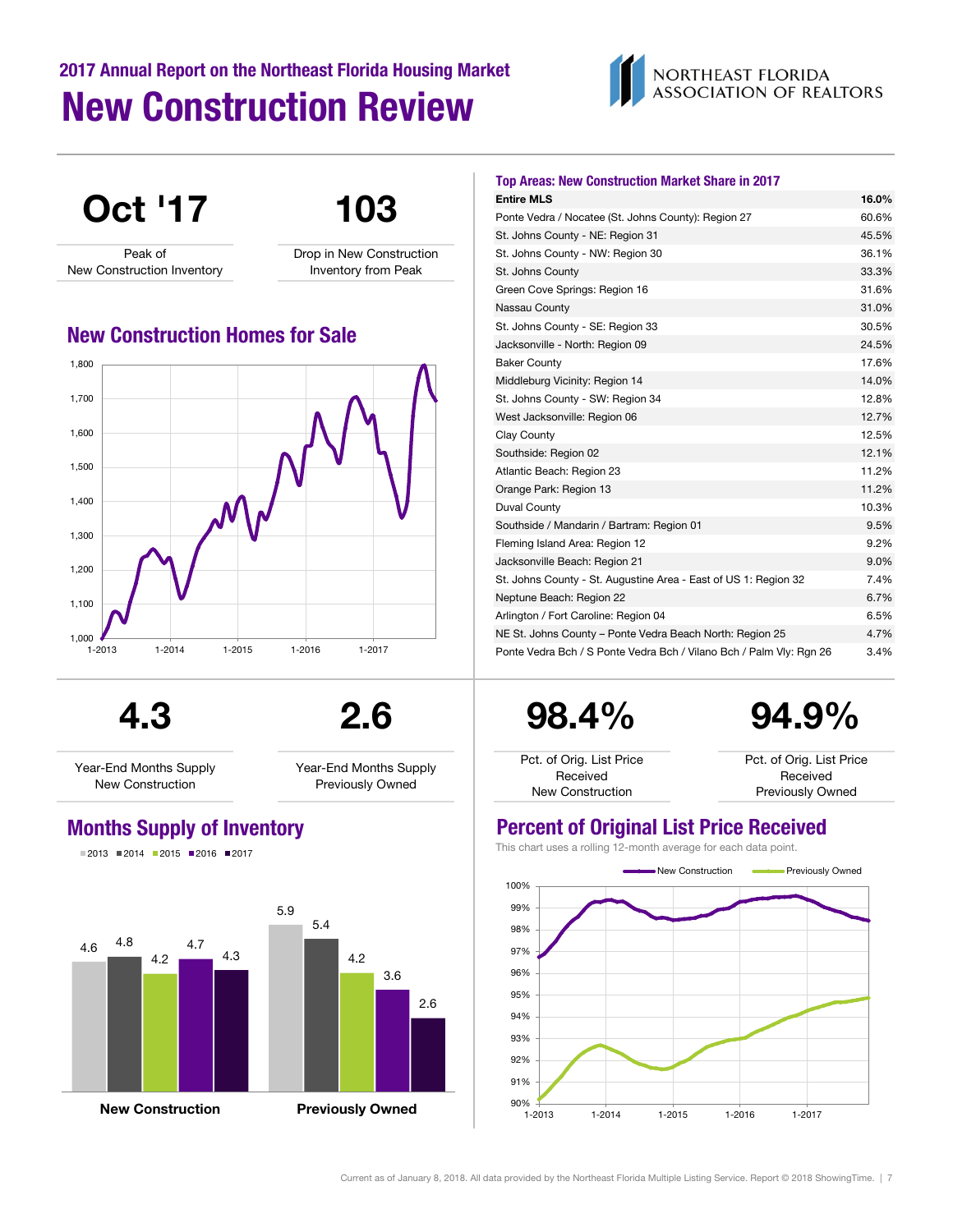## 2017 Annual Report on the Northeast Florida Housing Market

# New Construction Review

NORTHEAST FLORIDA ASSOCIATION OF REALTORS

**Oct '17**
Peak of New Construction Inventory

**103**
Drop in New Construction Inventory from Peak

## New Construction Homes for Sale

## Top Areas: New Construction Market Share in 2017

| Area | Share |
|---|---|
| **Entire MLS** | **16.0%** |
| Ponte Vedra / Nocatee (St. Johns County): Region 27 | 60.6% |
| St. Johns County - NE: Region 31 | 45.5% |
| St. Johns County - NW: Region 30 | 36.1% |
| St. Johns County | 33.3% |
| Green Cove Springs: Region 16 | 31.6% |
| Nassau County | 31.0% |
| St. Johns County - SE: Region 33 | 30.5% |
| Jacksonville - North: Region 09 | 24.5% |
| Baker County | 17.6% |
| Middleburg Vicinity: Region 14 | 14.0% |
| St. Johns County - SW: Region 34 | 12.8% |
| West Jacksonville: Region 06 | 12.7% |
| Clay County | 12.5% |
| Southside: Region 02 | 12.1% |
| Atlantic Beach: Region 23 | 11.2% |
| Orange Park: Region 13 | 11.2% |
| Duval County | 10.3% |
| Southside / Mandarin / Bartram: Region 01 | 9.5% |
| Fleming Island Area: Region 12 | 9.2% |
| Jacksonville Beach: Region 21 | 9.0% |
| St. Johns County - St. Augustine Area - East of US 1: Region 32 | 7.4% |
| Neptune Beach: Region 22 | 6.7% |
| Arlington / Fort Caroline: Region 04 | 6.5% |
| NE St. Johns County – Ponte Vedra Beach North: Region 25 | 4.7% |
| Ponte Vedra Bch / S Ponte Vedra Bch / Vilano Bch / Palm Vly: Rgn 26 | 3.4% |

**4.3**
Year-End Months Supply New Construction

**2.6**
Year-End Months Supply Previously Owned

**98.4%**
Pct. of Orig. List Price Received New Construction

**94.9%**
Pct. of Orig. List Price Received Previously Owned

## Months Supply of Inventory

| | 2013 | 2014 | 2015 | 2016 | 2017 |
|---|---|---|---|---|---|
| New Construction | 4.6 | 4.8 | 4.2 | 4.7 | 4.3 |
| Previously Owned | 5.9 | 5.4 | 4.2 | 3.6 | 2.6 |

## Percent of Original List Price Received

This chart uses a rolling 12-month average for each data point.

Current as of January 8, 2018. All data provided by the Northeast Florida Multiple Listing Service. Report © 2018 ShowingTime.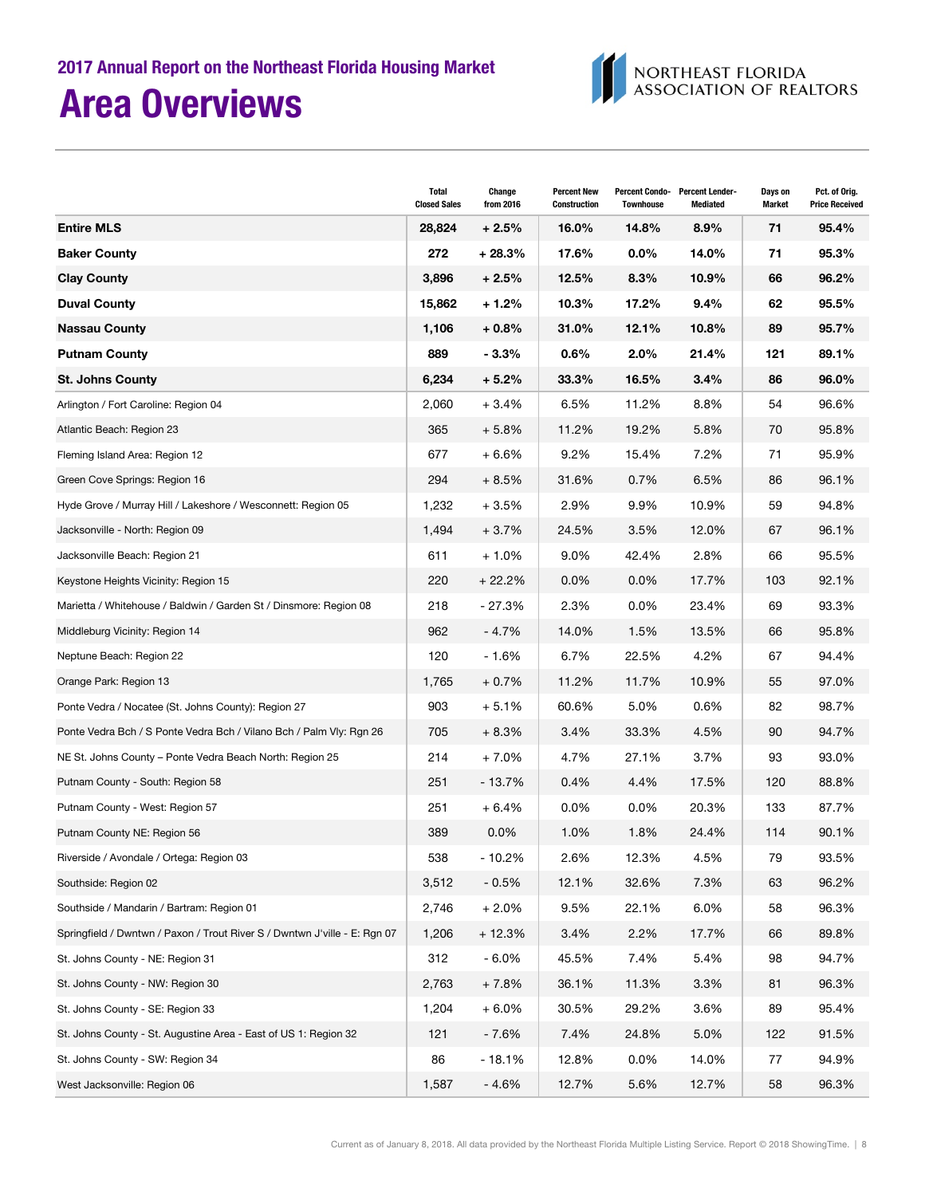## 2017 Annual Report on the Northeast Florida Housing Market

# Area Overviews

NORTHEAST FLORIDA ASSOCIATION OF REALTORS

| | Total Closed Sales | Change from 2016 | Percent New Construction | Percent Condo-Townhouse | Percent Lender-Mediated | Days on Market | Pct. of Orig. Price Received |
|---|---|---|---|---|---|---|---|
| **Entire MLS** | **28,824** | **+ 2.5%** | **16.0%** | **14.8%** | **8.9%** | **71** | **95.4%** |
| **Baker County** | **272** | **+ 28.3%** | **17.6%** | **0.0%** | **14.0%** | **71** | **95.3%** |
| **Clay County** | **3,896** | **+ 2.5%** | **12.5%** | **8.3%** | **10.9%** | **66** | **96.2%** |
| **Duval County** | **15,862** | **+ 1.2%** | **10.3%** | **17.2%** | **9.4%** | **62** | **95.5%** |
| **Nassau County** | **1,106** | **+ 0.8%** | **31.0%** | **12.1%** | **10.8%** | **89** | **95.7%** |
| **Putnam County** | **889** | **- 3.3%** | **0.6%** | **2.0%** | **21.4%** | **121** | **89.1%** |
| **St. Johns County** | **6,234** | **+ 5.2%** | **33.3%** | **16.5%** | **3.4%** | **86** | **96.0%** |
| Arlington / Fort Caroline: Region 04 | 2,060 | + 3.4% | 6.5% | 11.2% | 8.8% | 54 | 96.6% |
| Atlantic Beach: Region 23 | 365 | + 5.8% | 11.2% | 19.2% | 5.8% | 70 | 95.8% |
| Fleming Island Area: Region 12 | 677 | + 6.6% | 9.2% | 15.4% | 7.2% | 71 | 95.9% |
| Green Cove Springs: Region 16 | 294 | + 8.5% | 31.6% | 0.7% | 6.5% | 86 | 96.1% |
| Hyde Grove / Murray Hill / Lakeshore / Wesconnett: Region 05 | 1,232 | + 3.5% | 2.9% | 9.9% | 10.9% | 59 | 94.8% |
| Jacksonville - North: Region 09 | 1,494 | + 3.7% | 24.5% | 3.5% | 12.0% | 67 | 96.1% |
| Jacksonville Beach: Region 21 | 611 | + 1.0% | 9.0% | 42.4% | 2.8% | 66 | 95.5% |
| Keystone Heights Vicinity: Region 15 | 220 | + 22.2% | 0.0% | 0.0% | 17.7% | 103 | 92.1% |
| Marietta / Whitehouse / Baldwin / Garden St / Dinsmore: Region 08 | 218 | - 27.3% | 2.3% | 0.0% | 23.4% | 69 | 93.3% |
| Middleburg Vicinity: Region 14 | 962 | - 4.7% | 14.0% | 1.5% | 13.5% | 66 | 95.8% |
| Neptune Beach: Region 22 | 120 | - 1.6% | 6.7% | 22.5% | 4.2% | 67 | 94.4% |
| Orange Park: Region 13 | 1,765 | + 0.7% | 11.2% | 11.7% | 10.9% | 55 | 97.0% |
| Ponte Vedra / Nocatee (St. Johns County): Region 27 | 903 | + 5.1% | 60.6% | 5.0% | 0.6% | 82 | 98.7% |
| Ponte Vedra Bch / S Ponte Vedra Bch / Vilano Bch / Palm Vly: Rgn 26 | 705 | + 8.3% | 3.4% | 33.3% | 4.5% | 90 | 94.7% |
| NE St. Johns County – Ponte Vedra Beach North: Region 25 | 214 | + 7.0% | 4.7% | 27.1% | 3.7% | 93 | 93.0% |
| Putnam County - South: Region 58 | 251 | - 13.7% | 0.4% | 4.4% | 17.5% | 120 | 88.8% |
| Putnam County - West: Region 57 | 251 | + 6.4% | 0.0% | 0.0% | 20.3% | 133 | 87.7% |
| Putnam County NE: Region 56 | 389 | 0.0% | 1.0% | 1.8% | 24.4% | 114 | 90.1% |
| Riverside / Avondale / Ortega: Region 03 | 538 | - 10.2% | 2.6% | 12.3% | 4.5% | 79 | 93.5% |
| Southside: Region 02 | 3,512 | - 0.5% | 12.1% | 32.6% | 7.3% | 63 | 96.2% |
| Southside / Mandarin / Bartram: Region 01 | 2,746 | + 2.0% | 9.5% | 22.1% | 6.0% | 58 | 96.3% |
| Springfield / Dwntwn / Paxon / Trout River S / Dwntwn J'ville - E: Rgn 07 | 1,206 | + 12.3% | 3.4% | 2.2% | 17.7% | 66 | 89.8% |
| St. Johns County - NE: Region 31 | 312 | - 6.0% | 45.5% | 7.4% | 5.4% | 98 | 94.7% |
| St. Johns County - NW: Region 30 | 2,763 | + 7.8% | 36.1% | 11.3% | 3.3% | 81 | 96.3% |
| St. Johns County - SE: Region 33 | 1,204 | + 6.0% | 30.5% | 29.2% | 3.6% | 89 | 95.4% |
| St. Johns County - St. Augustine Area - East of US 1: Region 32 | 121 | - 7.6% | 7.4% | 24.8% | 5.0% | 122 | 91.5% |
| St. Johns County - SW: Region 34 | 86 | - 18.1% | 12.8% | 0.0% | 14.0% | 77 | 94.9% |
| West Jacksonville: Region 06 | 1,587 | - 4.6% | 12.7% | 5.6% | 12.7% | 58 | 96.3% |

Current as of January 8, 2018. All data provided by the Northeast Florida Multiple Listing Service. Report © 2018 ShowingTime.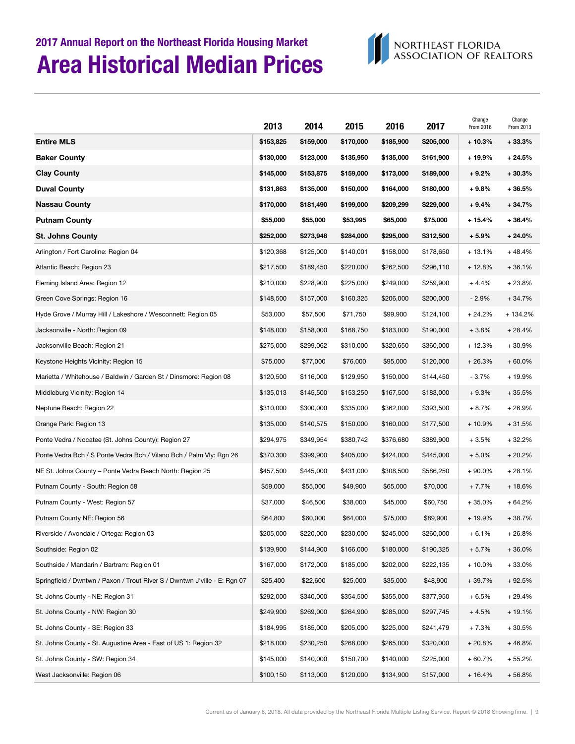## 2017 Annual Report on the Northeast Florida Housing Market

# Area Historical Median Prices

NORTHEAST FLORIDA ASSOCIATION OF REALTORS

| | 2013 | 2014 | 2015 | 2016 | 2017 | Change From 2016 | Change From 2013 |
|---|---|---|---|---|---|---|---|
| **Entire MLS** | **$153,825** | **$159,000** | **$170,000** | **$185,900** | **$205,000** | **+ 10.3%** | **+ 33.3%** |
| **Baker County** | **$130,000** | **$123,000** | **$135,950** | **$135,000** | **$161,900** | **+ 19.9%** | **+ 24.5%** |
| **Clay County** | **$145,000** | **$153,875** | **$159,000** | **$173,000** | **$189,000** | **+ 9.2%** | **+ 30.3%** |
| **Duval County** | **$131,863** | **$135,000** | **$150,000** | **$164,000** | **$180,000** | **+ 9.8%** | **+ 36.5%** |
| **Nassau County** | **$170,000** | **$181,490** | **$199,000** | **$209,299** | **$229,000** | **+ 9.4%** | **+ 34.7%** |
| **Putnam County** | **$55,000** | **$55,000** | **$53,995** | **$65,000** | **$75,000** | **+ 15.4%** | **+ 36.4%** |
| **St. Johns County** | **$252,000** | **$273,948** | **$284,000** | **$295,000** | **$312,500** | **+ 5.9%** | **+ 24.0%** |
| Arlington / Fort Caroline: Region 04 | $120,368 | $125,000 | $140,001 | $158,000 | $178,650 | + 13.1% | + 48.4% |
| Atlantic Beach: Region 23 | $217,500 | $189,450 | $220,000 | $262,500 | $296,110 | + 12.8% | + 36.1% |
| Fleming Island Area: Region 12 | $210,000 | $228,900 | $225,000 | $249,000 | $259,900 | + 4.4% | + 23.8% |
| Green Cove Springs: Region 16 | $148,500 | $157,000 | $160,325 | $206,000 | $200,000 | - 2.9% | + 34.7% |
| Hyde Grove / Murray Hill / Lakeshore / Wesconnett: Region 05 | $53,000 | $57,500 | $71,750 | $99,900 | $124,100 | + 24.2% | + 134.2% |
| Jacksonville - North: Region 09 | $148,000 | $158,000 | $168,750 | $183,000 | $190,000 | + 3.8% | + 28.4% |
| Jacksonville Beach: Region 21 | $275,000 | $299,062 | $310,000 | $320,650 | $360,000 | + 12.3% | + 30.9% |
| Keystone Heights Vicinity: Region 15 | $75,000 | $77,000 | $76,000 | $95,000 | $120,000 | + 26.3% | + 60.0% |
| Marietta / Whitehouse / Baldwin / Garden St / Dinsmore: Region 08 | $120,500 | $116,000 | $129,950 | $150,000 | $144,450 | - 3.7% | + 19.9% |
| Middleburg Vicinity: Region 14 | $135,013 | $145,500 | $153,250 | $167,500 | $183,000 | + 9.3% | + 35.5% |
| Neptune Beach: Region 22 | $310,000 | $300,000 | $335,000 | $362,000 | $393,500 | + 8.7% | + 26.9% |
| Orange Park: Region 13 | $135,000 | $140,575 | $150,000 | $160,000 | $177,500 | + 10.9% | + 31.5% |
| Ponte Vedra / Nocatee (St. Johns County): Region 27 | $294,975 | $349,954 | $380,742 | $376,680 | $389,900 | + 3.5% | + 32.2% |
| Ponte Vedra Bch / S Ponte Vedra Bch / Vilano Bch / Palm Vly: Rgn 26 | $370,300 | $399,900 | $405,000 | $424,000 | $445,000 | + 5.0% | + 20.2% |
| NE St. Johns County – Ponte Vedra Beach North: Region 25 | $457,500 | $445,000 | $431,000 | $308,500 | $586,250 | + 90.0% | + 28.1% |
| Putnam County - South: Region 58 | $59,000 | $55,000 | $49,900 | $65,000 | $70,000 | + 7.7% | + 18.6% |
| Putnam County - West: Region 57 | $37,000 | $46,500 | $38,000 | $45,000 | $60,750 | + 35.0% | + 64.2% |
| Putnam County NE: Region 56 | $64,800 | $60,000 | $64,000 | $75,000 | $89,900 | + 19.9% | + 38.7% |
| Riverside / Avondale / Ortega: Region 03 | $205,000 | $220,000 | $230,000 | $245,000 | $260,000 | + 6.1% | + 26.8% |
| Southside: Region 02 | $139,900 | $144,900 | $166,000 | $180,000 | $190,325 | + 5.7% | + 36.0% |
| Southside / Mandarin / Bartram: Region 01 | $167,000 | $172,000 | $185,000 | $202,000 | $222,135 | + 10.0% | + 33.0% |
| Springfield / Dwntwn / Paxon / Trout River S / Dwntwn J'ville - E: Rgn 07 | $25,400 | $22,600 | $25,000 | $35,000 | $48,900 | + 39.7% | + 92.5% |
| St. Johns County - NE: Region 31 | $292,000 | $340,000 | $354,500 | $355,000 | $377,950 | + 6.5% | + 29.4% |
| St. Johns County - NW: Region 30 | $249,900 | $269,000 | $264,900 | $285,000 | $297,745 | + 4.5% | + 19.1% |
| St. Johns County - SE: Region 33 | $184,995 | $185,000 | $205,000 | $225,000 | $241,479 | + 7.3% | + 30.5% |
| St. Johns County - St. Augustine Area - East of US 1: Region 32 | $218,000 | $230,250 | $268,000 | $265,000 | $320,000 | + 20.8% | + 46.8% |
| St. Johns County - SW: Region 34 | $145,000 | $140,000 | $150,700 | $140,000 | $225,000 | + 60.7% | + 55.2% |
| West Jacksonville: Region 06 | $100,150 | $113,000 | $120,000 | $134,900 | $157,000 | + 16.4% | + 56.8% |

Current as of January 8, 2018. All data provided by the Northeast Florida Multiple Listing Service. Report © 2018 ShowingTime.